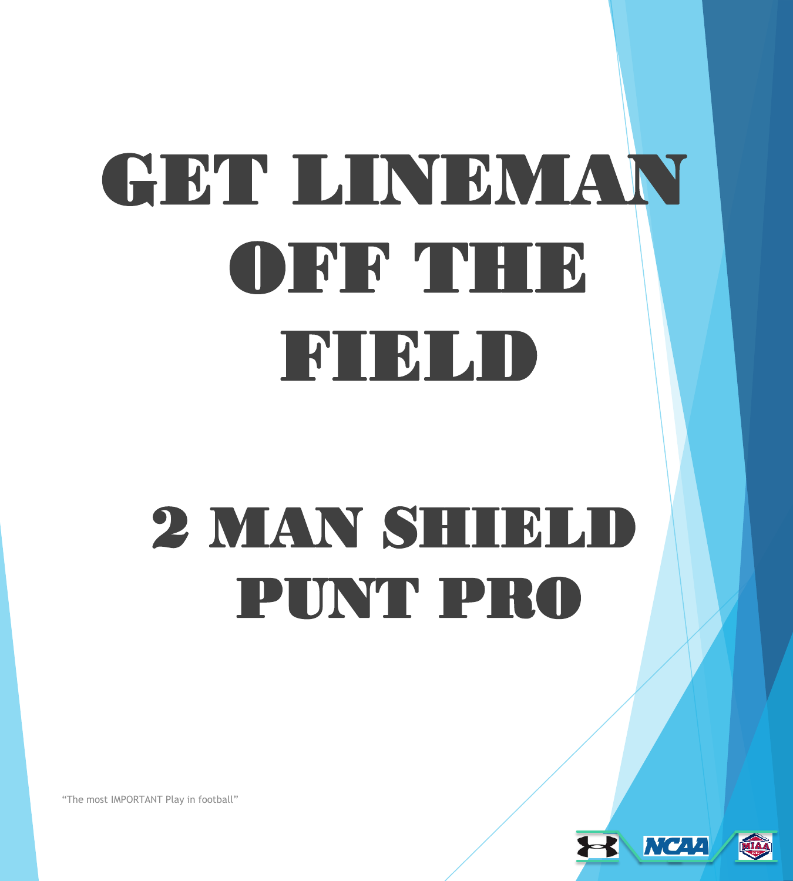# GET LINEMAN OFF THE FIELD

# 2 MAN SHIELD PUNT PRO

"The most IMPORTANT Play in football"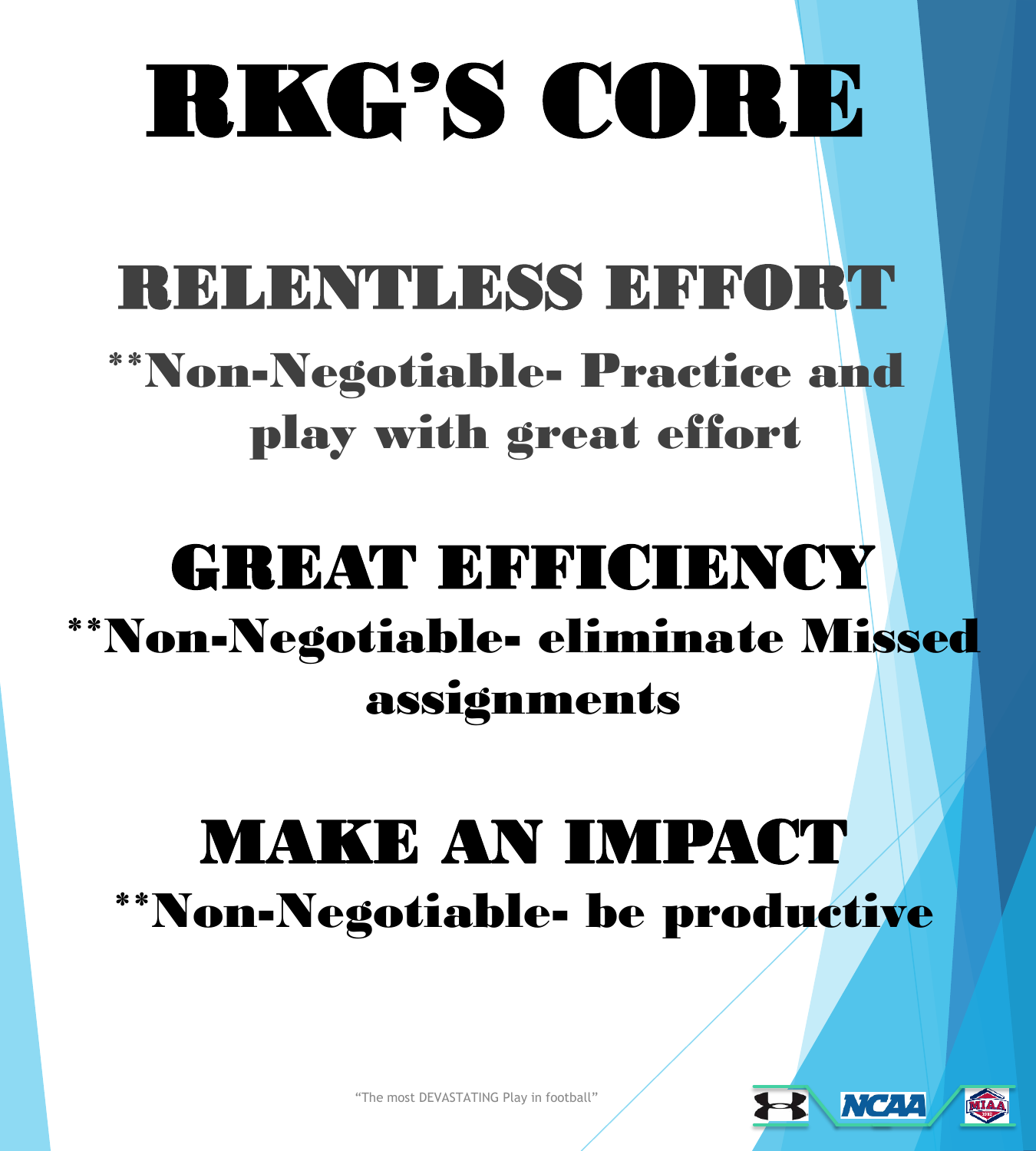# RKG'S CORE

## RELENTLESS EFFORT

**Non-Negotiable- Practice and play with great effort

## GREAT EFFICIENCY

**Non-Negotiable- eliminate Missed assignments

## MAKE AN IMPACT

**Non-Negotiable- be productive

"The most DEVASTATING Play in football"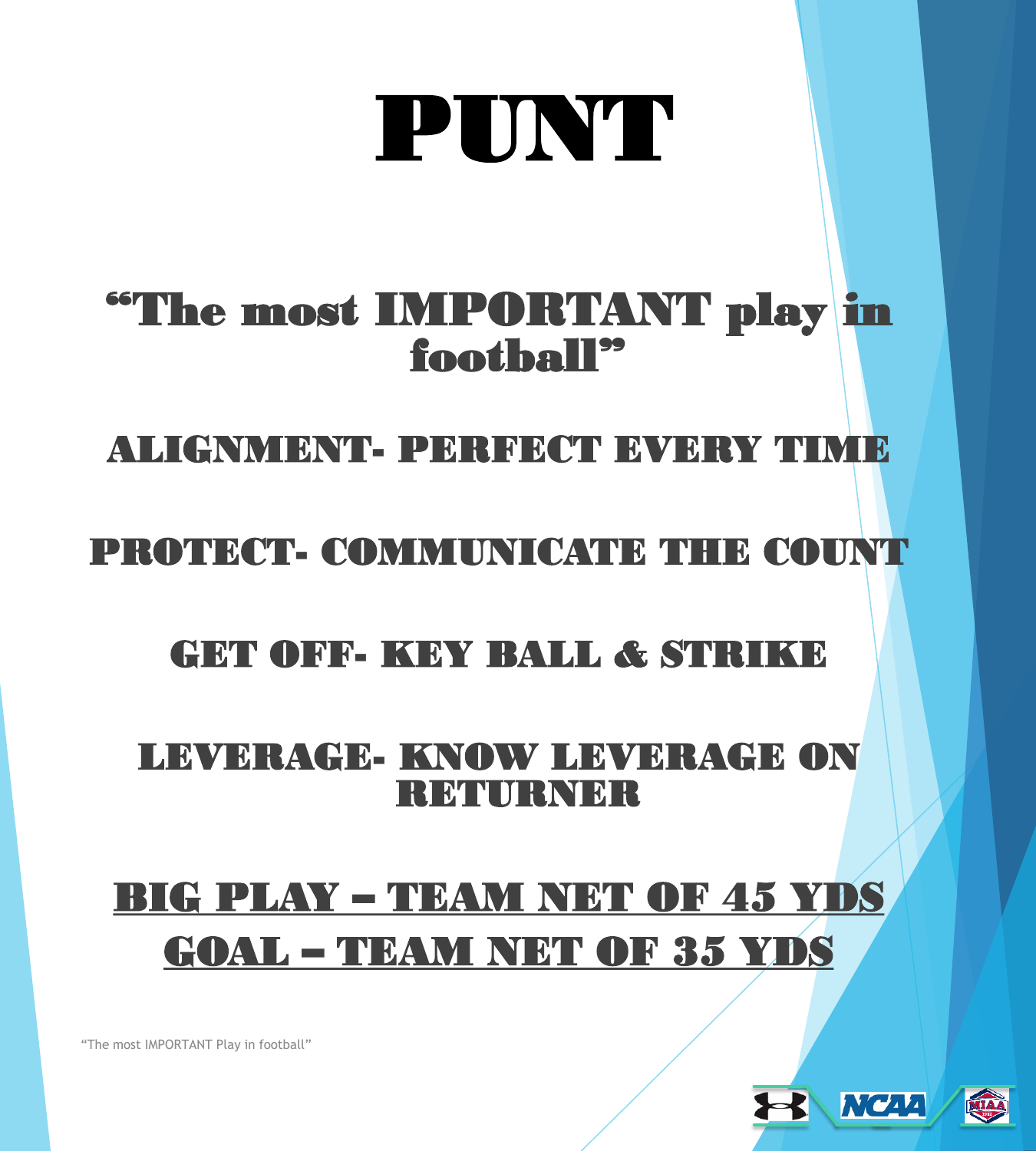# PUNT

## "The most IMPORTANT play in football"

**ALIGNMENT- PERFECT EVERY TIME**

**PROTECT- COMMUNICATE THE COUNT**

**GET OFF- KEY BALL & STRIKE**

**LEVERAGE- KNOW LEVERAGE ON RETURNER**

**BIG PLAY – TEAM NET OF 45 YDS**

**GOAL – TEAM NET OF 35 YDS**

"The most IMPORTANT Play in football"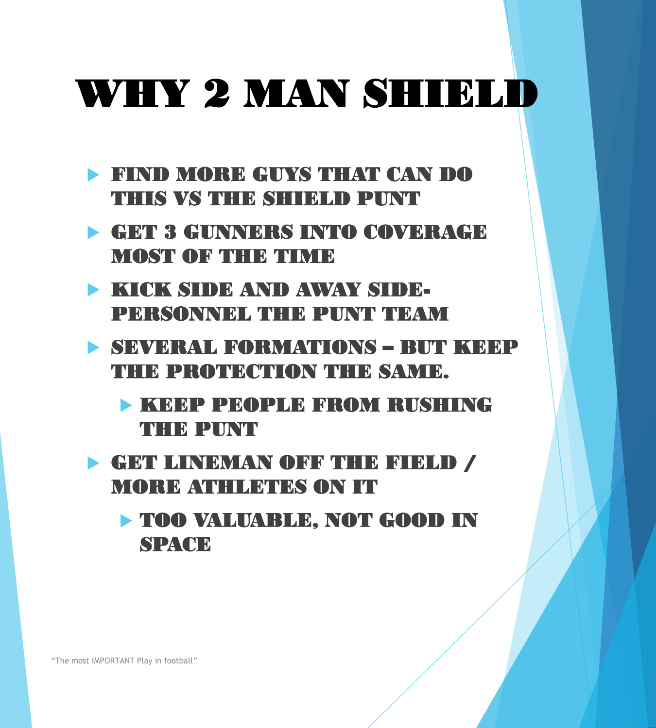# WHY 2 MAN SHIELD

- FIND MORE GUYS THAT CAN DO THIS VS THE SHIELD PUNT
- GET 3 GUNNERS INTO COVERAGE MOST OF THE TIME
- KICK SIDE AND AWAY SIDE- PERSONNEL THE PUNT TEAM
- SEVERAL FORMATIONS – BUT KEEP THE PROTECTION THE SAME.
  - KEEP PEOPLE FROM RUSHING THE PUNT
- GET LINEMAN OFF THE FIELD / MORE ATHLETES ON IT
  - TOO VALUABLE, NOT GOOD IN SPACE

"The most IMPORTANT Play in football"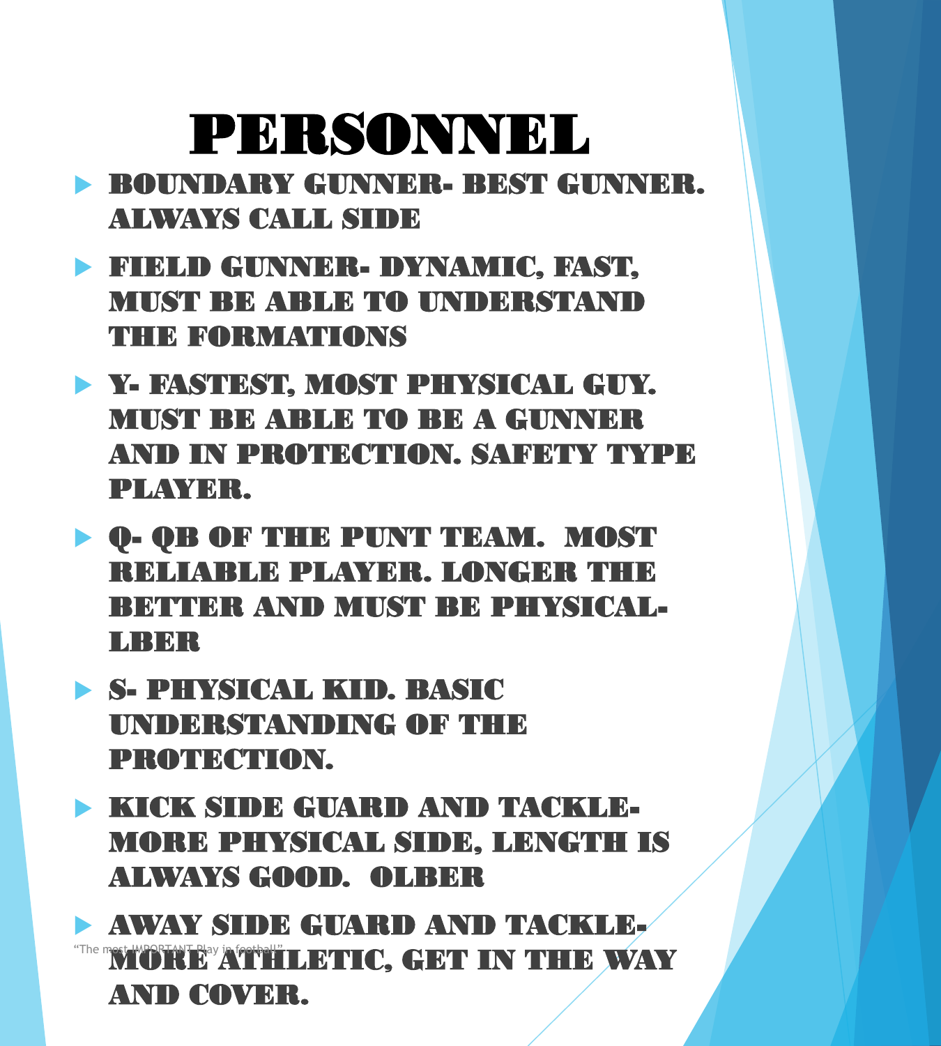# PERSONNEL

- BOUNDARY GUNNER- BEST GUNNER. ALWAYS CALL SIDE
- FIELD GUNNER- DYNAMIC, FAST, MUST BE ABLE TO UNDERSTAND THE FORMATIONS
- Y- FASTEST, MOST PHYSICAL GUY. MUST BE ABLE TO BE A GUNNER AND IN PROTECTION. SAFETY TYPE PLAYER.
- Q- QB OF THE PUNT TEAM. MOST RELIABLE PLAYER. LONGER THE BETTER AND MUST BE PHYSICAL- LBER
- S- PHYSICAL KID. BASIC UNDERSTANDING OF THE PROTECTION.
- KICK SIDE GUARD AND TACKLE- MORE PHYSICAL SIDE, LENGTH IS ALWAYS GOOD. OLBER
- AWAY SIDE GUARD AND TACKLE- MORE ATHLETIC, GET IN THE WAY AND COVER.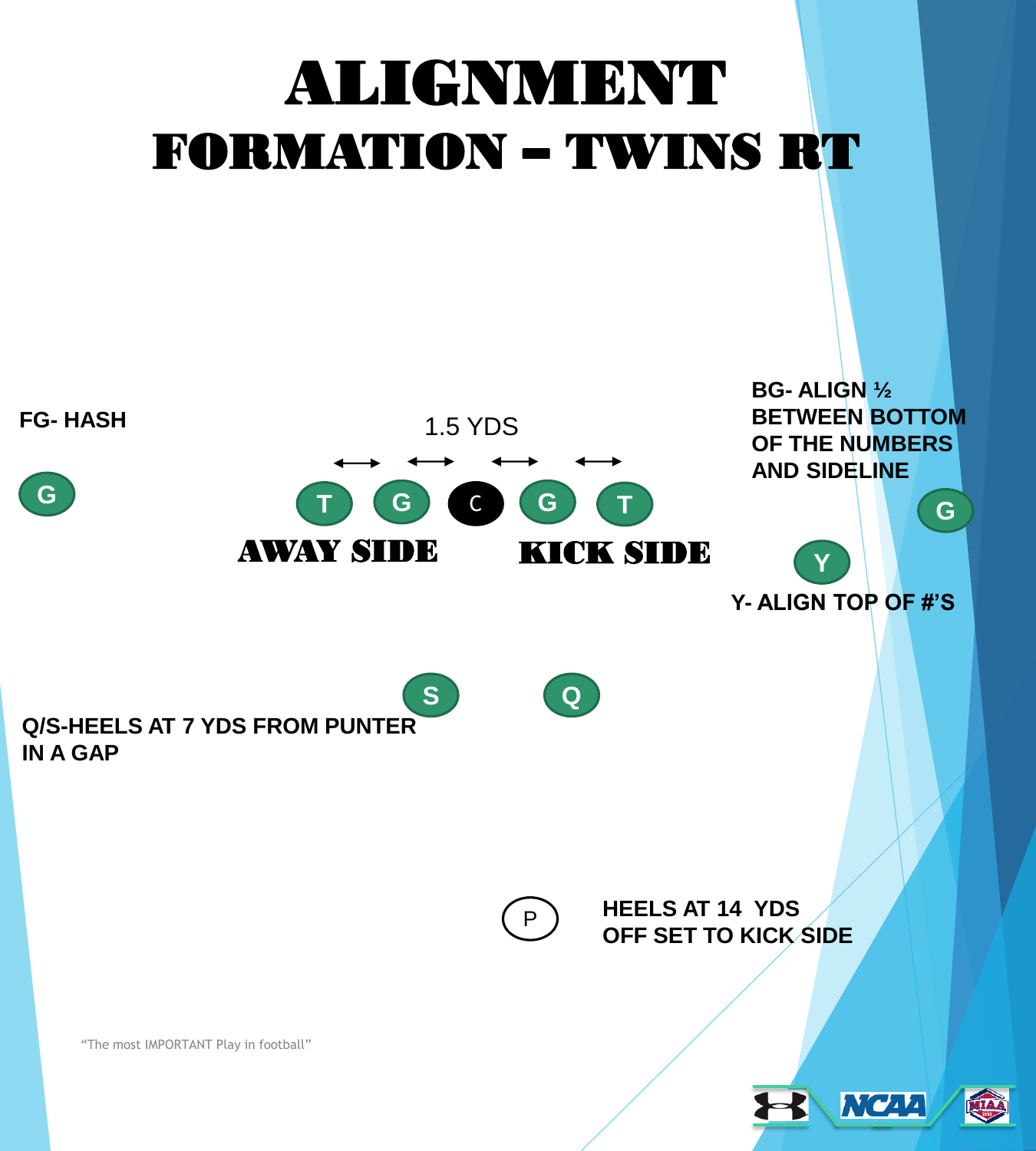# ALIGNMENT

## FORMATION – TWINS RT

FG- HASH

1.5 YDS

G

T G C G T

AWAY SIDE

KICK SIDE

BG- ALIGN ½ BETWEEN BOTTOM OF THE NUMBERS AND SIDELINE

G

Y

Y- ALIGN TOP OF #'S

S Q

Q/S-HEELS AT 7 YDS FROM PUNTER IN A GAP

P

HEELS AT 14 YDS OFF SET TO KICK SIDE

"The most IMPORTANT Play in football"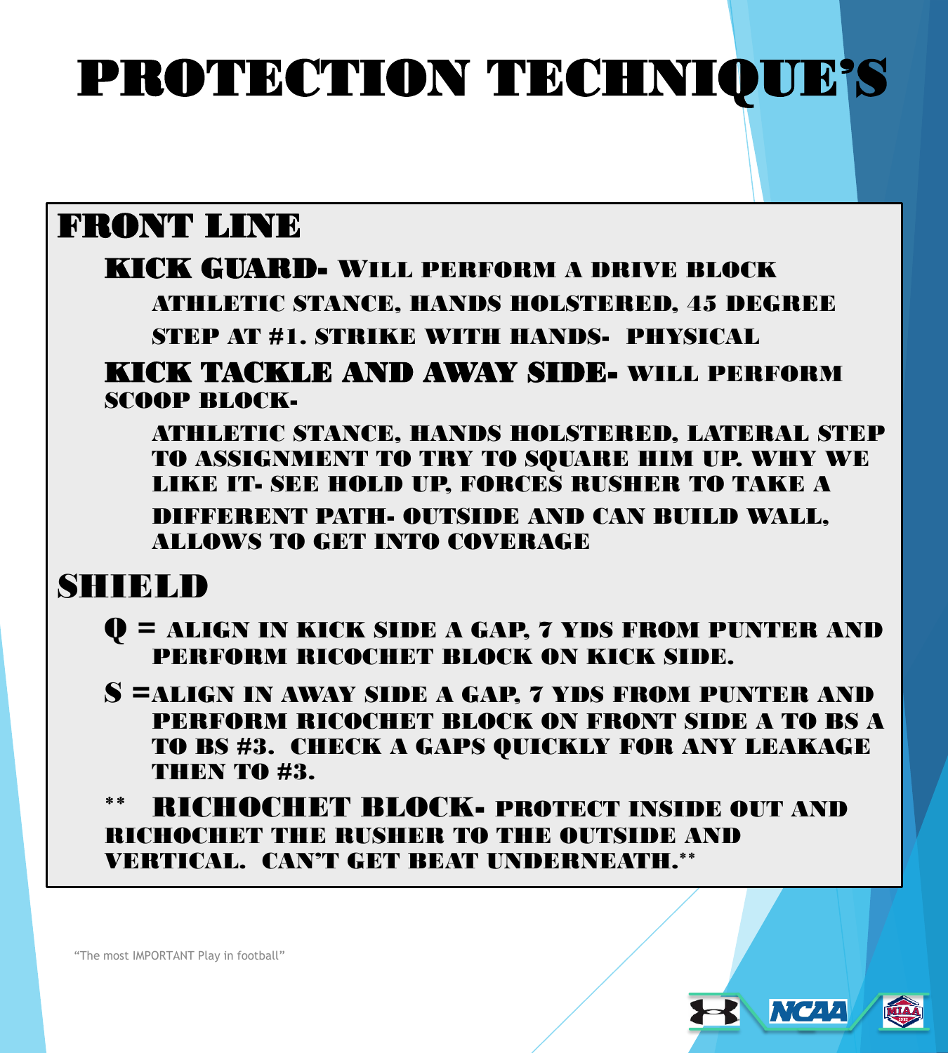# PROTECTION TECHNIQUE'S

## FRONT LINE

**KICK GUARD-** WILL PERFORM A DRIVE BLOCK

ATHLETIC STANCE, HANDS HOLSTERED, 45 DEGREE STEP AT #1. STRIKE WITH HANDS- PHYSICAL

**KICK TACKLE AND AWAY SIDE-** WILL PERFORM SCOOP BLOCK-

ATHLETIC STANCE, HANDS HOLSTERED, LATERAL STEP TO ASSIGNMENT TO TRY TO SQUARE HIM UP. WHY WE LIKE IT- SEE HOLD UP, FORCES RUSHER TO TAKE A DIFFERENT PATH- OUTSIDE AND CAN BUILD WALL, ALLOWS TO GET INTO COVERAGE

## SHIELD

**Q** = ALIGN IN KICK SIDE A GAP, 7 YDS FROM PUNTER AND PERFORM RICOCHET BLOCK ON KICK SIDE.

**S** =ALIGN IN AWAY SIDE A GAP, 7 YDS FROM PUNTER AND PERFORM RICOCHET BLOCK ON FRONT SIDE A TO BS A TO BS #3. CHECK A GAPS QUICKLY FOR ANY LEAKAGE THEN TO #3.

** **RICHOCHET BLOCK-** PROTECT INSIDE OUT AND RICHOCHET THE RUSHER TO THE OUTSIDE AND VERTICAL. CAN'T GET BEAT UNDERNEATH.**

"The most IMPORTANT Play in football"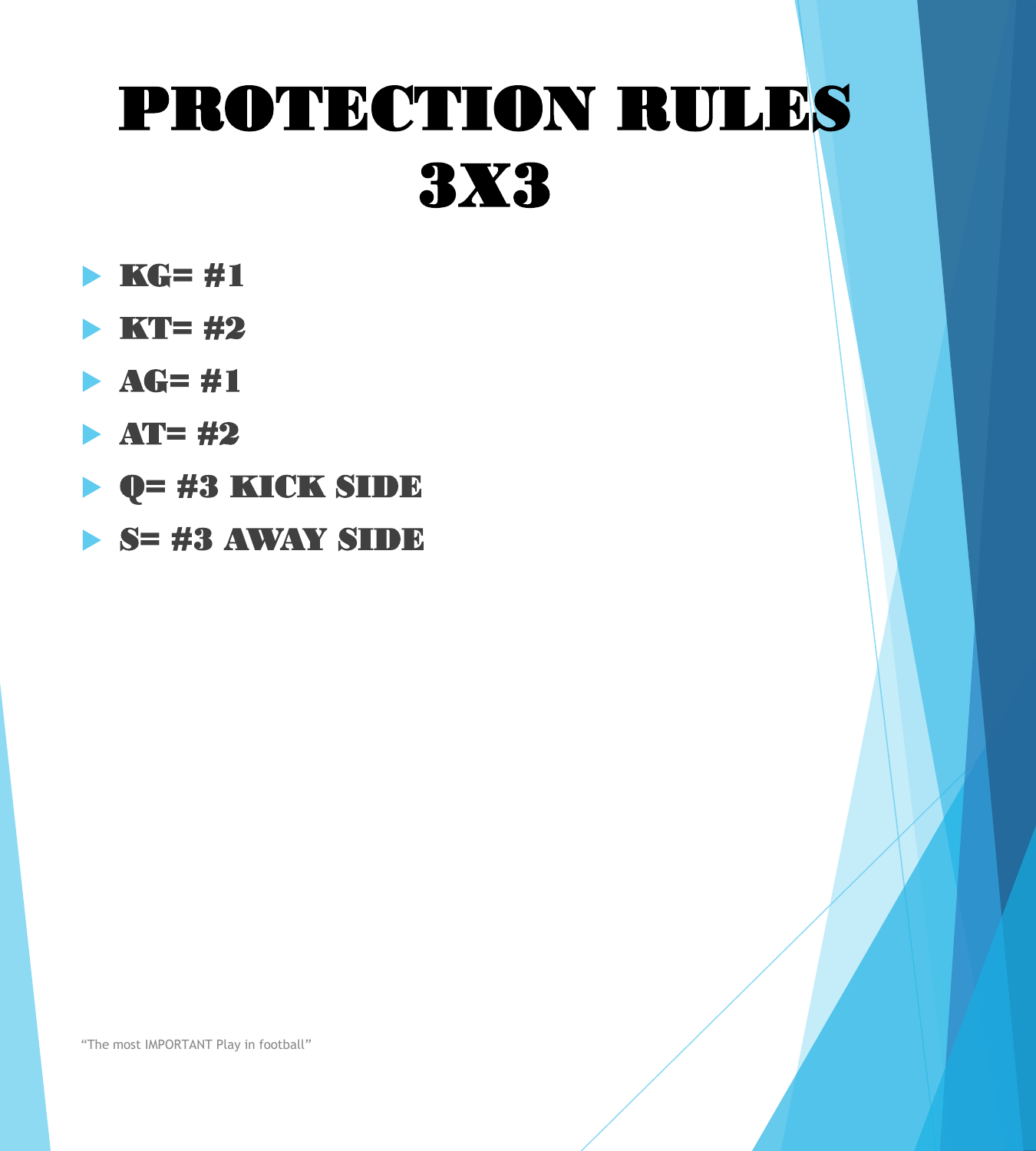# PROTECTION RULES 3X3

- KG= #1
- KT= #2
- AG= #1
- AT= #2
- Q= #3 KICK SIDE
- S= #3 AWAY SIDE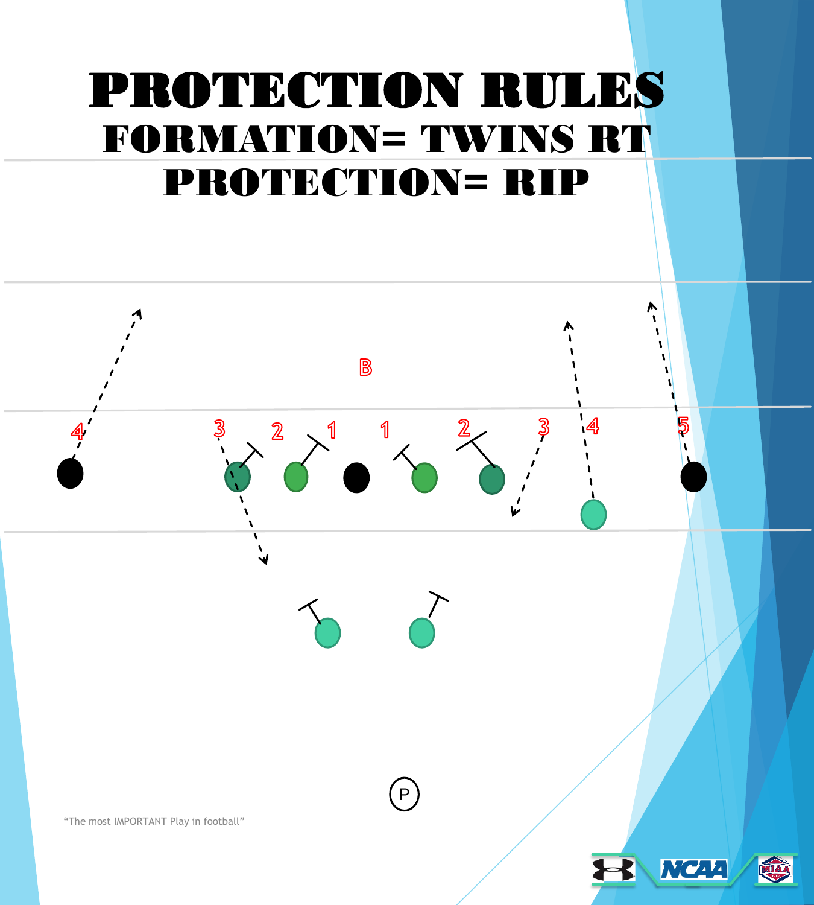# PROTECTION RULES

## FORMATION= TWINS RT

## PROTECTION= RIP

B

4 3 2 1 1 2 3 4 5

P

"The most IMPORTANT Play in football"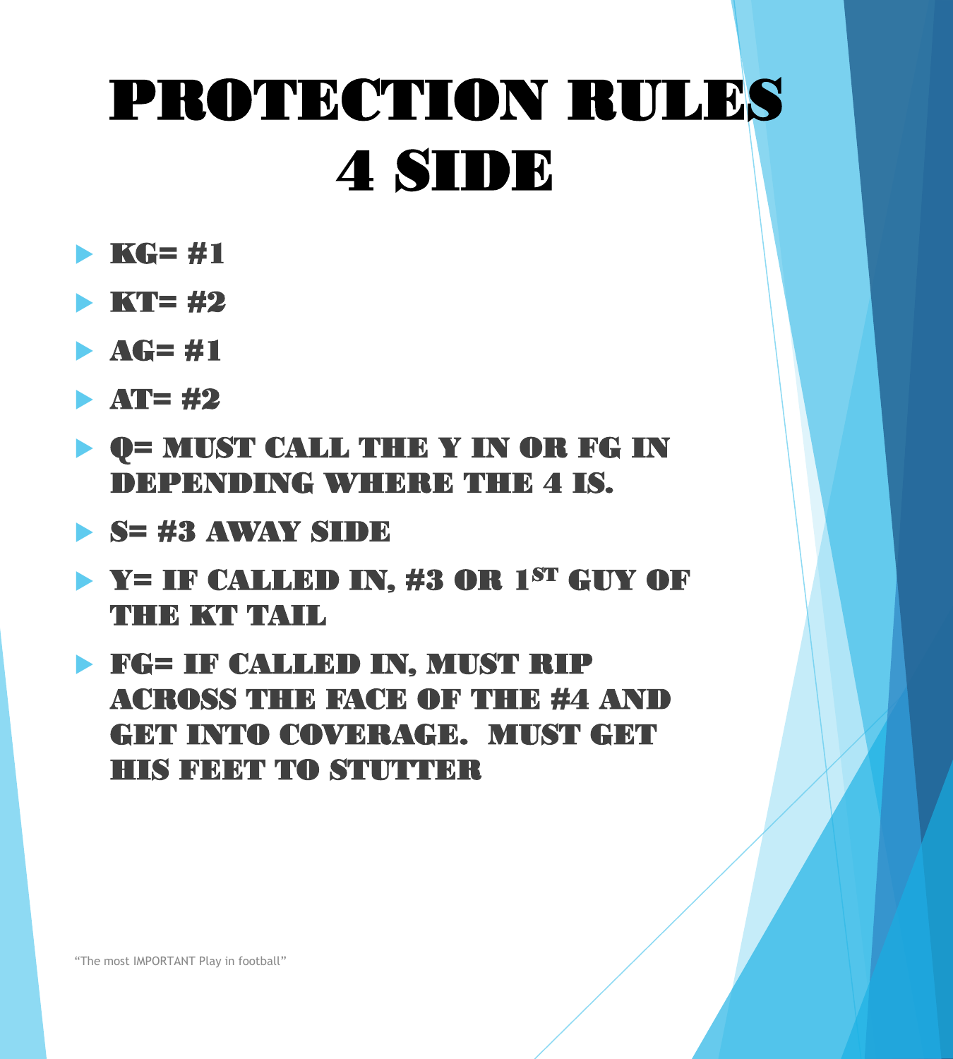# PROTECTION RULES
# 4 SIDE

- KG= #1
- KT= #2
- AG= #1
- AT= #2
- Q= MUST CALL THE Y IN OR FG IN DEPENDING WHERE THE 4 IS.
- S= #3 AWAY SIDE
- Y= IF CALLED IN, #3 OR 1ST GUY OF THE KT TAIL
- FG= IF CALLED IN, MUST RIP ACROSS THE FACE OF THE #4 AND GET INTO COVERAGE. MUST GET HIS FEET TO STUTTER

"The most IMPORTANT Play in football"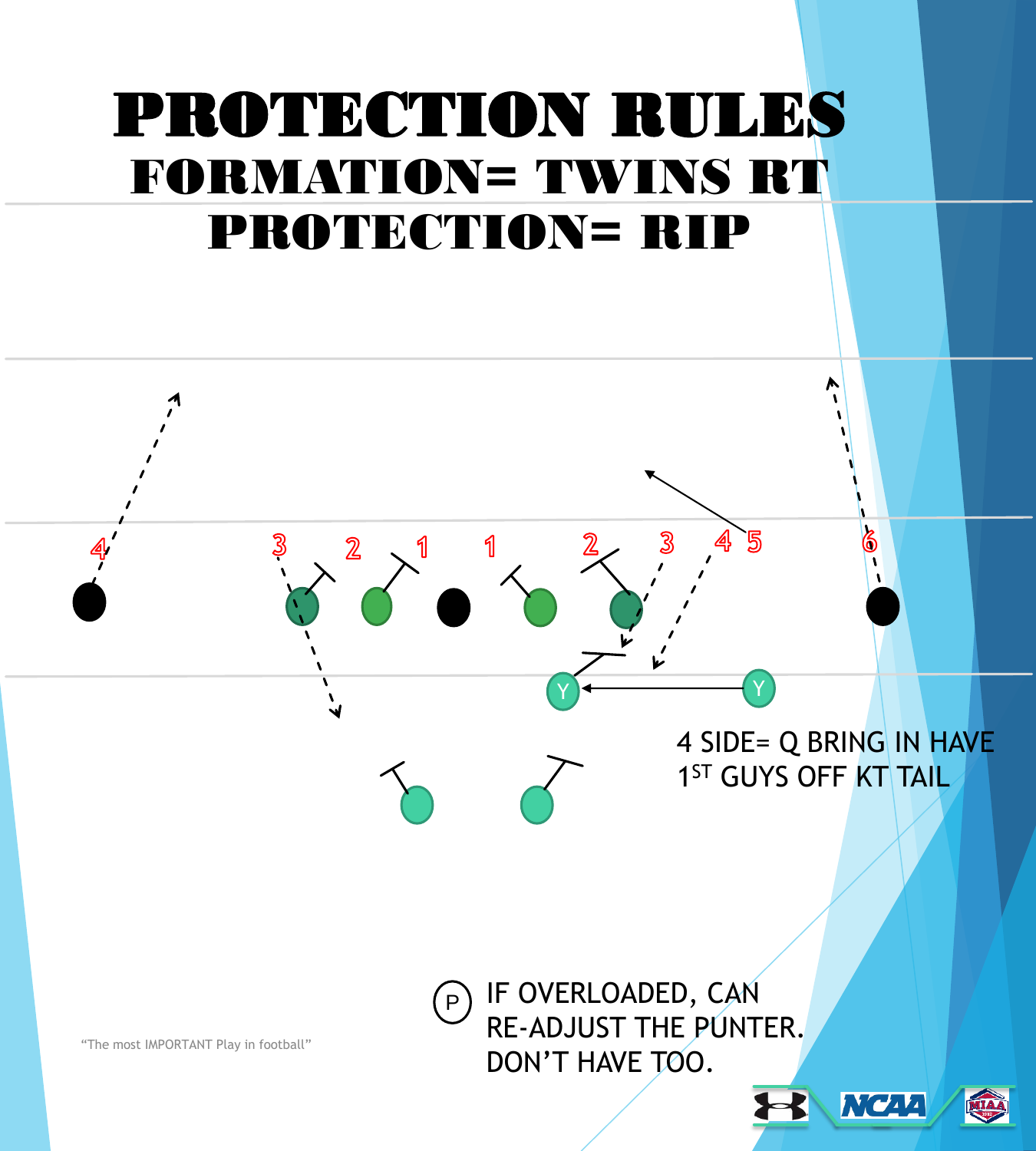# PROTECTION RULES

## FORMATION= TWINS RT

## PROTECTION= RIP

4 SIDE= Q BRING IN HAVE 1ST GUYS OFF KT TAIL

P IF OVERLOADED, CAN RE-ADJUST THE PUNTER. DON'T HAVE TOO.

"The most IMPORTANT Play in football"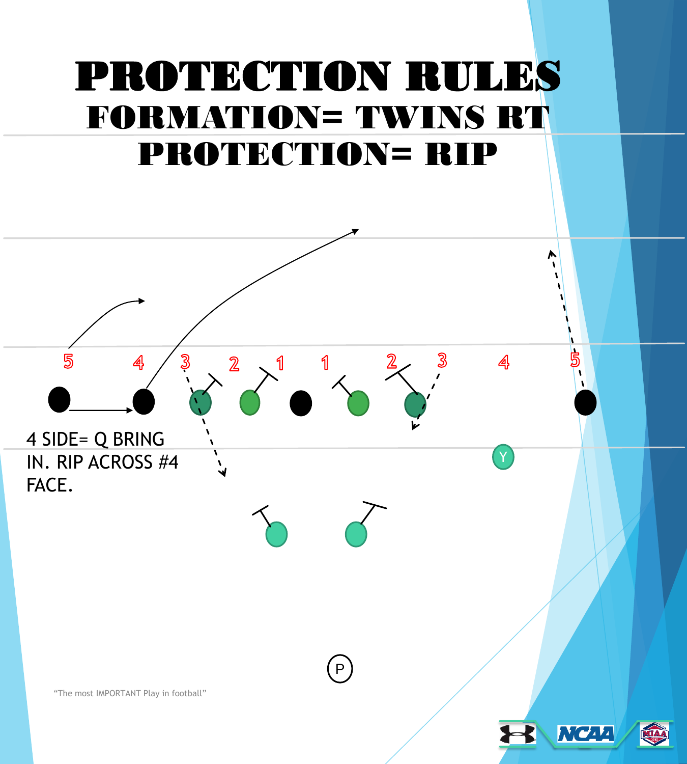# PROTECTION RULES

## FORMATION= TWINS RT

## PROTECTION= RIP

5 4 3 2 1 1 2 3 4 5

4 SIDE= Q BRING IN. RIP ACROSS #4 FACE.

Y

P

"The most IMPORTANT Play in football"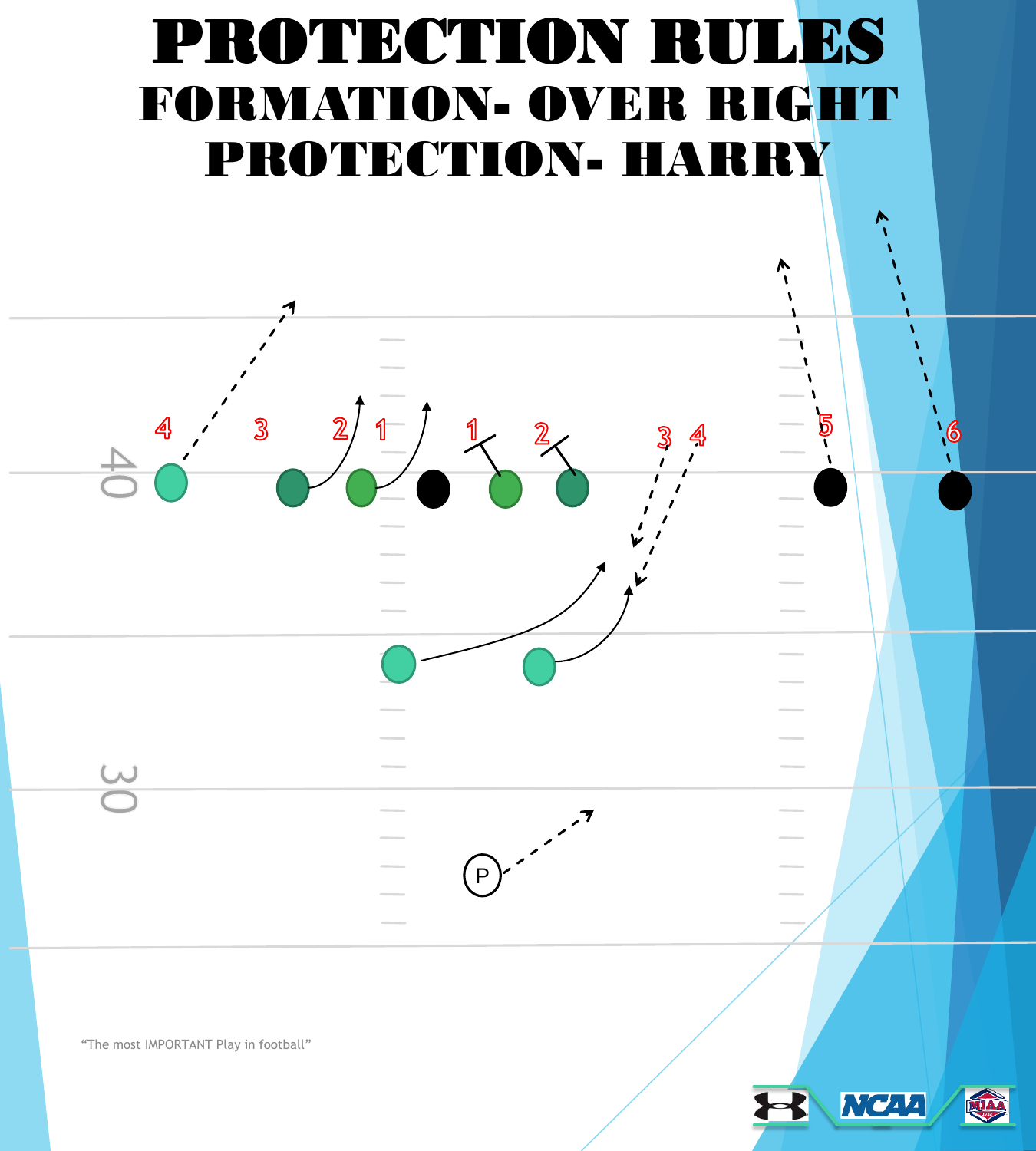# PROTECTION RULES

## FORMATION- OVER RIGHT

## PROTECTION- HARRY

4 3 2 1 1 2 3 4 5 6

40

30

P

"The most IMPORTANT Play in football"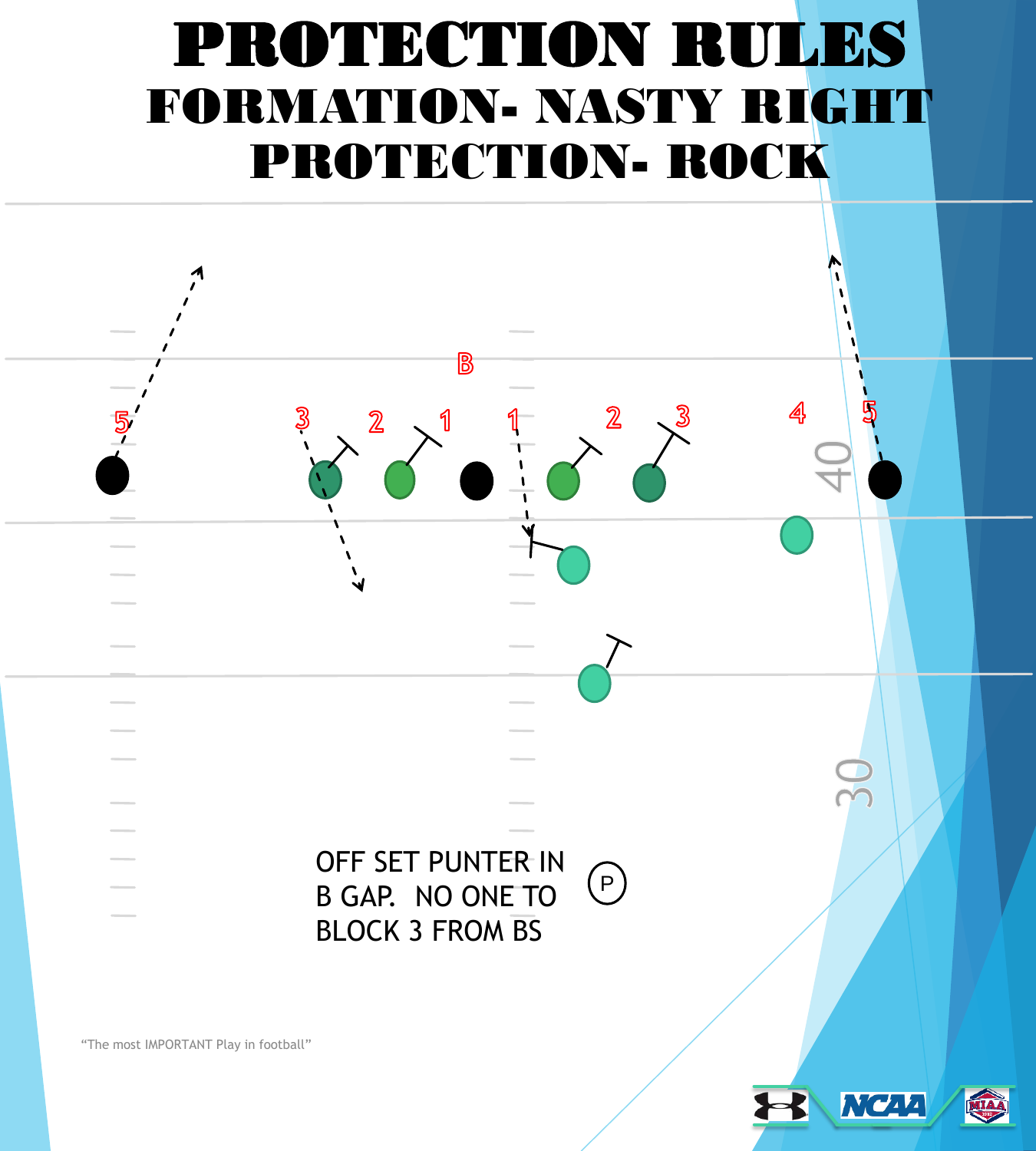# PROTECTION RULES

## FORMATION- NASTY RIGHT

## PROTECTION- ROCK

OFF SET PUNTER IN B GAP. NO ONE TO BLOCK 3 FROM BS

"The most IMPORTANT Play in football"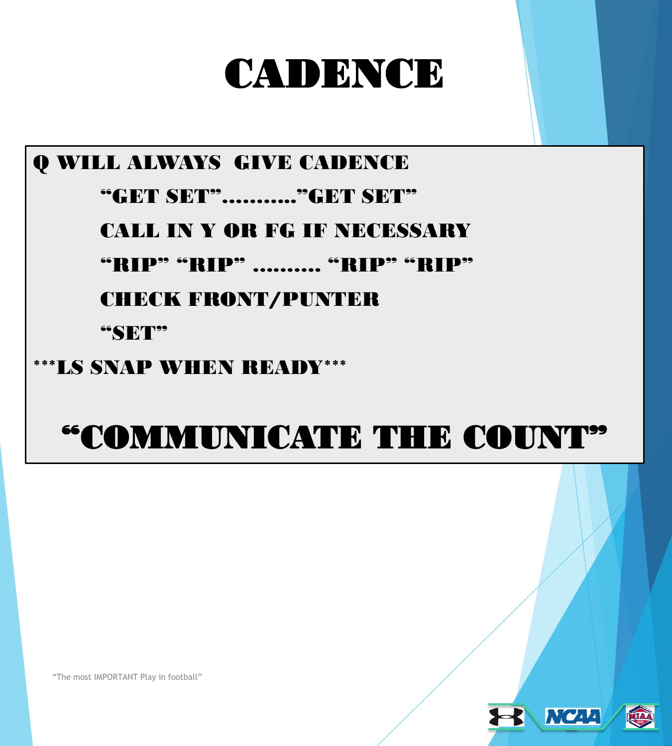# CADENCE

Q WILL ALWAYS GIVE CADENCE

- "GET SET"..........."GET SET"
- CALL IN Y OR FG IF NECESSARY
- "RIP" "RIP" .......... "RIP" "RIP"
- CHECK FRONT/PUNTER
- "SET"

***LS SNAP WHEN READY***

## "COMMUNICATE THE COUNT"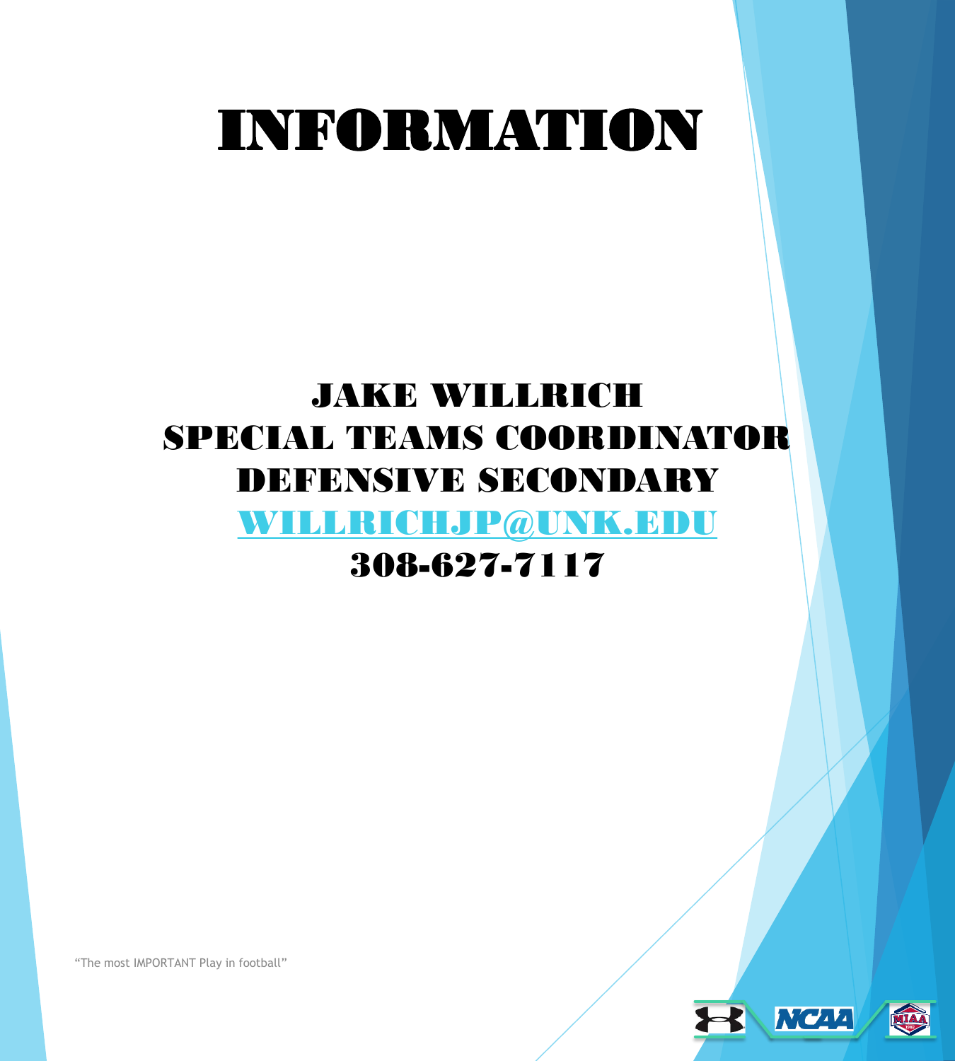# INFORMATION

**JAKE WILLRICH**
**SPECIAL TEAMS COORDINATOR**
**DEFENSIVE SECONDARY**
**WILLRICHJP@UNK.EDU**
**308-627-7117**

"The most IMPORTANT Play in football"